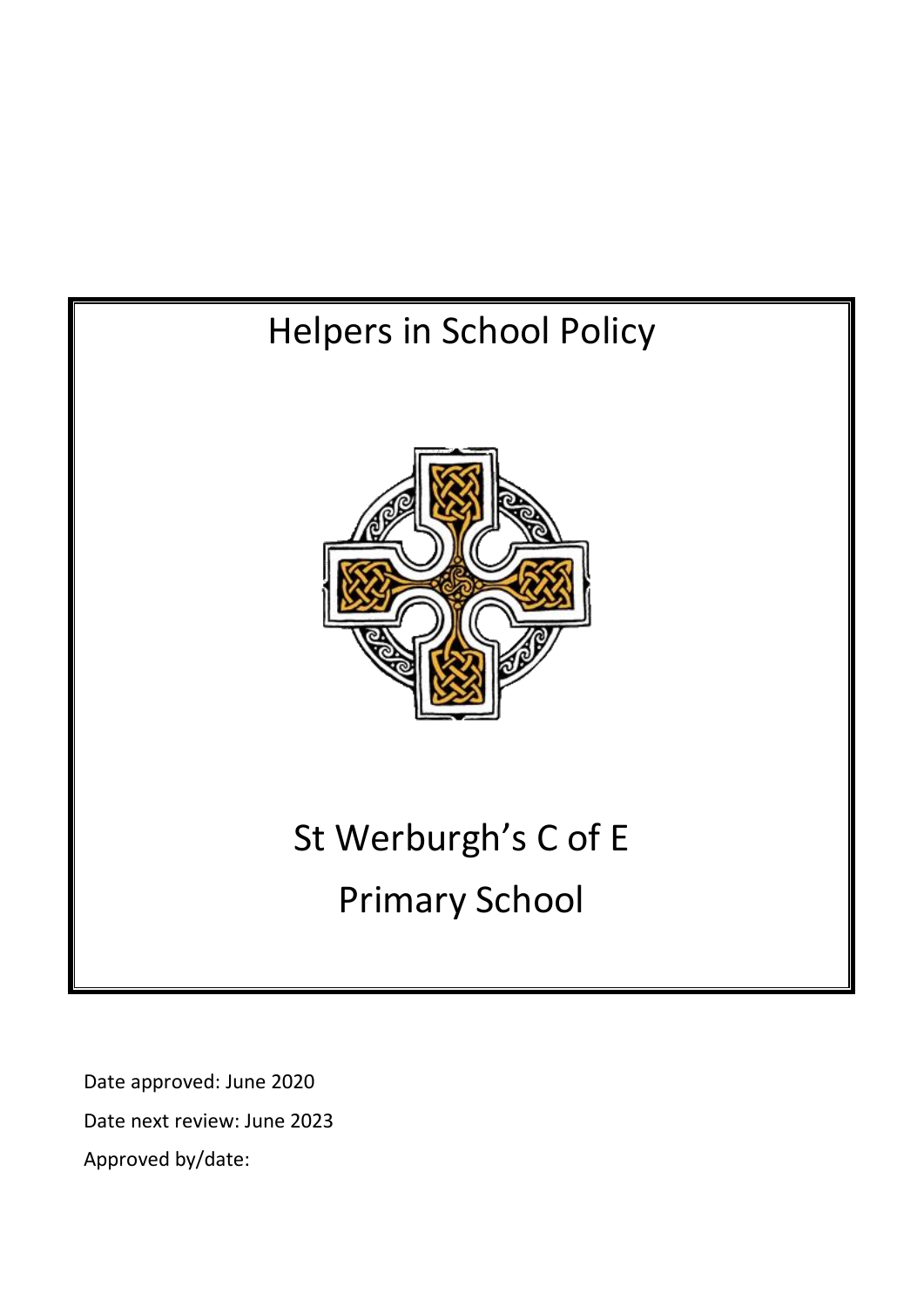# Helpers in School Policy

# St Werburgh's C of E Primary School

Date approved: June 2020

Date next review: June 2023

Approved by/date: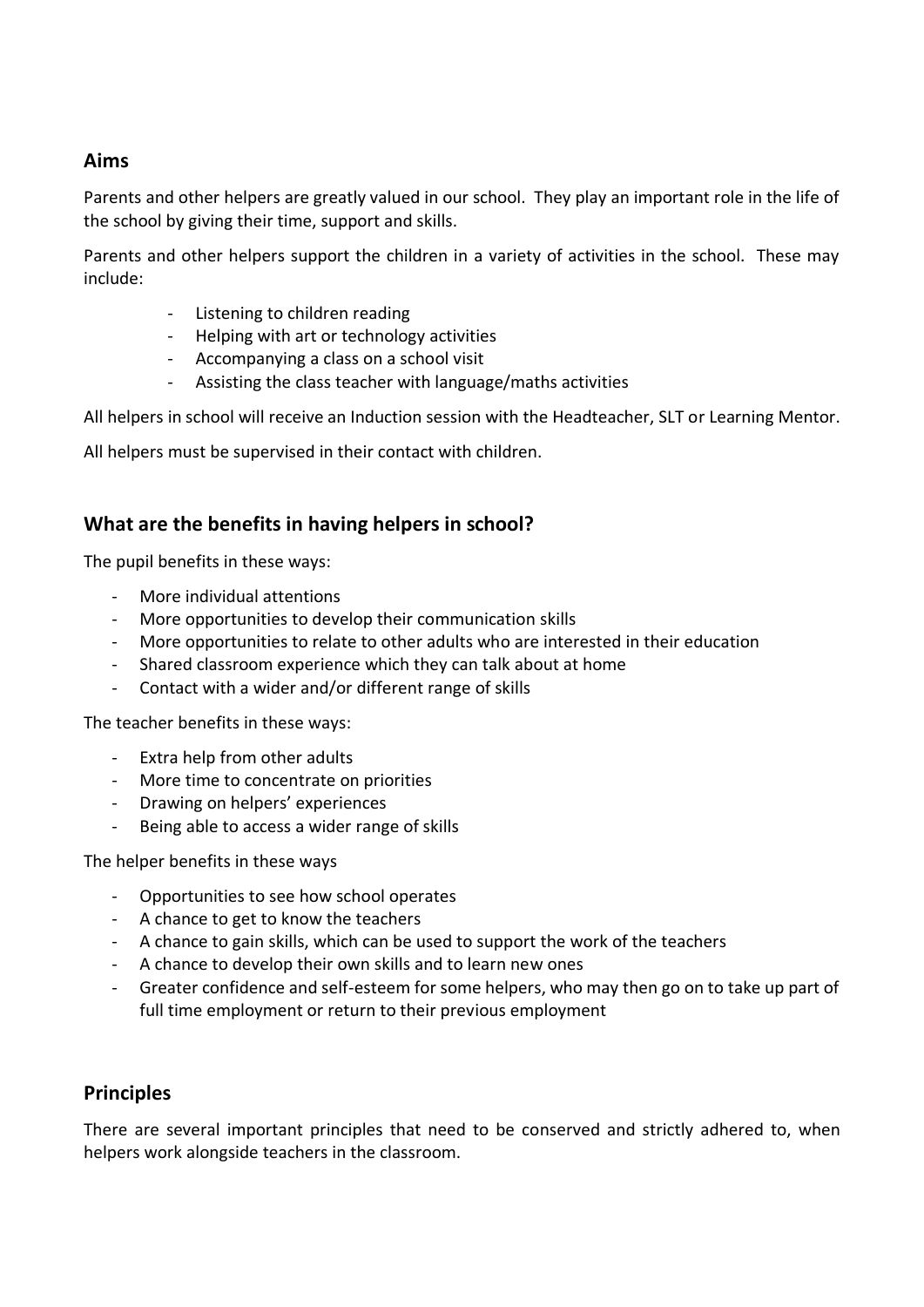## Aims

Parents and other helpers are greatly valued in our school. They play an important role in the life of the school by giving their time, support and skills.

Parents and other helpers support the children in a variety of activities in the school. These may include:

- Listening to children reading
- Helping with art or technology activities
- Accompanying a class on a school visit
- Assisting the class teacher with language/maths activities

All helpers in school will receive an Induction session with the Headteacher, SLT or Learning Mentor.

All helpers must be supervised in their contact with children.

## What are the benefits in having helpers in school?

The pupil benefits in these ways:

- More individual attentions
- More opportunities to develop their communication skills
- More opportunities to relate to other adults who are interested in their education
- Shared classroom experience which they can talk about at home
- Contact with a wider and/or different range of skills

The teacher benefits in these ways:

- Extra help from other adults
- More time to concentrate on priorities
- Drawing on helpers' experiences
- Being able to access a wider range of skills

The helper benefits in these ways

- Opportunities to see how school operates
- A chance to get to know the teachers
- A chance to gain skills, which can be used to support the work of the teachers
- A chance to develop their own skills and to learn new ones
- Greater confidence and self-esteem for some helpers, who may then go on to take up part of full time employment or return to their previous employment

## Principles

There are several important principles that need to be conserved and strictly adhered to, when helpers work alongside teachers in the classroom.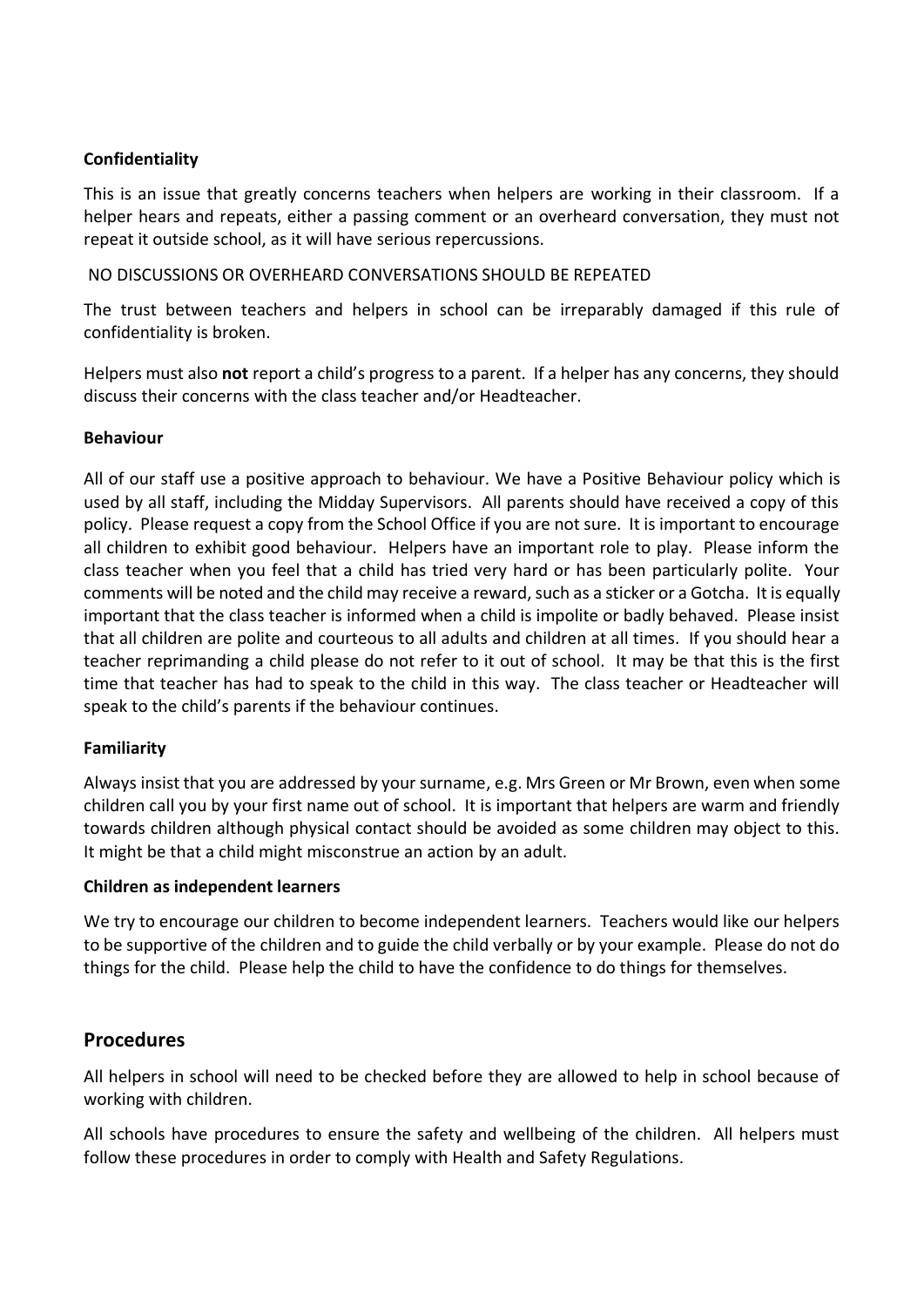### Confidentiality

This is an issue that greatly concerns teachers when helpers are working in their classroom. If a helper hears and repeats, either a passing comment or an overheard conversation, they must not repeat it outside school, as it will have serious repercussions.

NO DISCUSSIONS OR OVERHEARD CONVERSATIONS SHOULD BE REPEATED

The trust between teachers and helpers in school can be irreparably damaged if this rule of confidentiality is broken.

Helpers must also **not** report a child's progress to a parent. If a helper has any concerns, they should discuss their concerns with the class teacher and/or Headteacher.

### Behaviour

All of our staff use a positive approach to behaviour. We have a Positive Behaviour policy which is used by all staff, including the Midday Supervisors. All parents should have received a copy of this policy. Please request a copy from the School Office if you are not sure. It is important to encourage all children to exhibit good behaviour. Helpers have an important role to play. Please inform the class teacher when you feel that a child has tried very hard or has been particularly polite. Your comments will be noted and the child may receive a reward, such as a sticker or a Gotcha. It is equally important that the class teacher is informed when a child is impolite or badly behaved. Please insist that all children are polite and courteous to all adults and children at all times. If you should hear a teacher reprimanding a child please do not refer to it out of school. It may be that this is the first time that teacher has had to speak to the child in this way. The class teacher or Headteacher will speak to the child's parents if the behaviour continues.

### Familiarity

Always insist that you are addressed by your surname, e.g. Mrs Green or Mr Brown, even when some children call you by your first name out of school. It is important that helpers are warm and friendly towards children although physical contact should be avoided as some children may object to this. It might be that a child might misconstrue an action by an adult.

### Children as independent learners

We try to encourage our children to become independent learners. Teachers would like our helpers to be supportive of the children and to guide the child verbally or by your example. Please do not do things for the child. Please help the child to have the confidence to do things for themselves.

## Procedures

All helpers in school will need to be checked before they are allowed to help in school because of working with children.

All schools have procedures to ensure the safety and wellbeing of the children. All helpers must follow these procedures in order to comply with Health and Safety Regulations.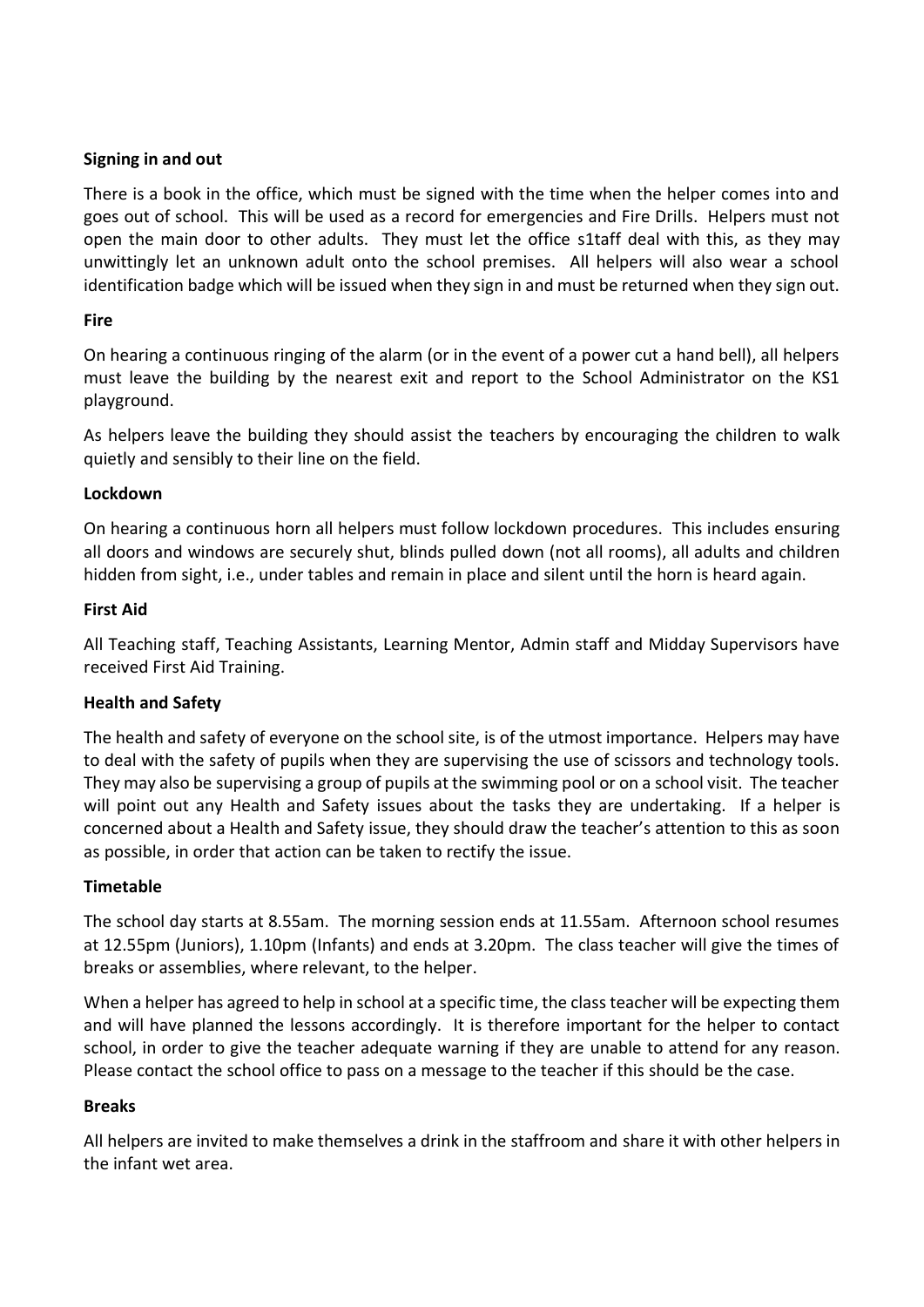**Signing in and out**

There is a book in the office, which must be signed with the time when the helper comes into and goes out of school. This will be used as a record for emergencies and Fire Drills. Helpers must not open the main door to other adults. They must let the office s1taff deal with this, as they may unwittingly let an unknown adult onto the school premises. All helpers will also wear a school identification badge which will be issued when they sign in and must be returned when they sign out.

**Fire**

On hearing a continuous ringing of the alarm (or in the event of a power cut a hand bell), all helpers must leave the building by the nearest exit and report to the School Administrator on the KS1 playground.

As helpers leave the building they should assist the teachers by encouraging the children to walk quietly and sensibly to their line on the field.

**Lockdown**

On hearing a continuous horn all helpers must follow lockdown procedures. This includes ensuring all doors and windows are securely shut, blinds pulled down (not all rooms), all adults and children hidden from sight, i.e., under tables and remain in place and silent until the horn is heard again.

**First Aid**

All Teaching staff, Teaching Assistants, Learning Mentor, Admin staff and Midday Supervisors have received First Aid Training.

**Health and Safety**

The health and safety of everyone on the school site, is of the utmost importance. Helpers may have to deal with the safety of pupils when they are supervising the use of scissors and technology tools. They may also be supervising a group of pupils at the swimming pool or on a school visit. The teacher will point out any Health and Safety issues about the tasks they are undertaking. If a helper is concerned about a Health and Safety issue, they should draw the teacher's attention to this as soon as possible, in order that action can be taken to rectify the issue.

**Timetable**

The school day starts at 8.55am. The morning session ends at 11.55am. Afternoon school resumes at 12.55pm (Juniors), 1.10pm (Infants) and ends at 3.20pm. The class teacher will give the times of breaks or assemblies, where relevant, to the helper.

When a helper has agreed to help in school at a specific time, the class teacher will be expecting them and will have planned the lessons accordingly. It is therefore important for the helper to contact school, in order to give the teacher adequate warning if they are unable to attend for any reason. Please contact the school office to pass on a message to the teacher if this should be the case.

**Breaks**

All helpers are invited to make themselves a drink in the staffroom and share it with other helpers in the infant wet area.